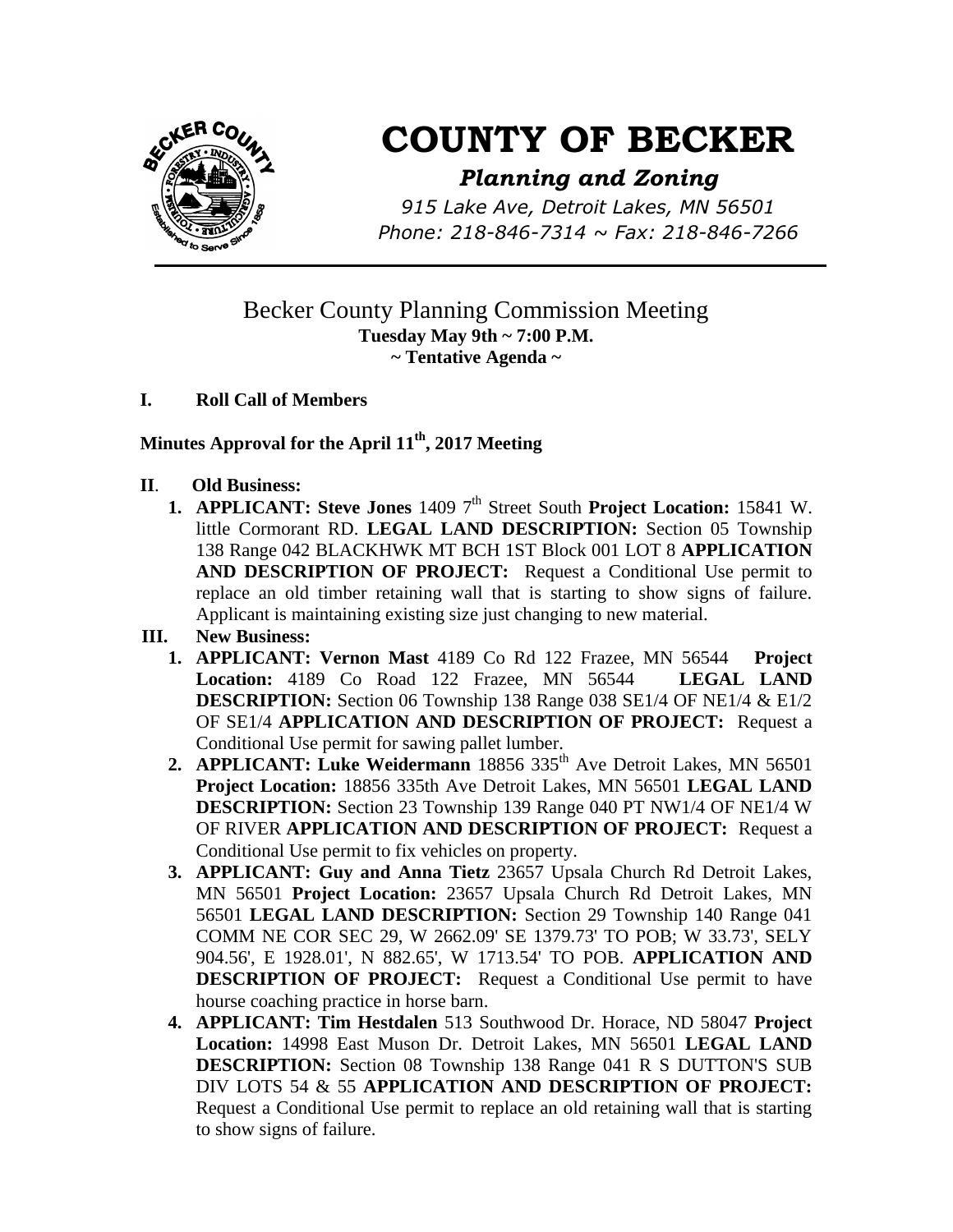# COUNTY OF BECKER

***Planning and Zoning***

*915 Lake Ave, Detroit Lakes, MN 56501*
*Phone: 218-846-7314 ~ Fax: 218-846-7266*

---

## Becker County Planning Commission Meeting

**Tuesday May 9th ~ 7:00 P.M.**
**~ Tentative Agenda ~**

**I. Roll Call of Members**

**Minutes Approval for the April 11th, 2017 Meeting**

**II. Old Business:**

1. **APPLICANT: Steve Jones** 1409 7th Street South **Project Location:** 15841 W. little Cormorant RD. **LEGAL LAND DESCRIPTION:** Section 05 Township 138 Range 042 BLACKHWK MT BCH 1ST Block 001 LOT 8 **APPLICATION AND DESCRIPTION OF PROJECT:** Request a Conditional Use permit to replace an old timber retaining wall that is starting to show signs of failure. Applicant is maintaining existing size just changing to new material.

**III. New Business:**

1. **APPLICANT: Vernon Mast** 4189 Co Rd 122 Frazee, MN 56544 **Project Location:** 4189 Co Road 122 Frazee, MN 56544 **LEGAL LAND DESCRIPTION:** Section 06 Township 138 Range 038 SE1/4 OF NE1/4 & E1/2 OF SE1/4 **APPLICATION AND DESCRIPTION OF PROJECT:** Request a Conditional Use permit for sawing pallet lumber.
2. **APPLICANT: Luke Weidermann** 18856 335th Ave Detroit Lakes, MN 56501 **Project Location:** 18856 335th Ave Detroit Lakes, MN 56501 **LEGAL LAND DESCRIPTION:** Section 23 Township 139 Range 040 PT NW1/4 OF NE1/4 W OF RIVER **APPLICATION AND DESCRIPTION OF PROJECT:** Request a Conditional Use permit to fix vehicles on property.
3. **APPLICANT: Guy and Anna Tietz** 23657 Upsala Church Rd Detroit Lakes, MN 56501 **Project Location:** 23657 Upsala Church Rd Detroit Lakes, MN 56501 **LEGAL LAND DESCRIPTION:** Section 29 Township 140 Range 041 COMM NE COR SEC 29, W 2662.09' SE 1379.73' TO POB; W 33.73', SELY 904.56', E 1928.01', N 882.65', W 1713.54' TO POB. **APPLICATION AND DESCRIPTION OF PROJECT:** Request a Conditional Use permit to have hourse coaching practice in horse barn.
4. **APPLICANT: Tim Hestdalen** 513 Southwood Dr. Horace, ND 58047 **Project Location:** 14998 East Muson Dr. Detroit Lakes, MN 56501 **LEGAL LAND DESCRIPTION:** Section 08 Township 138 Range 041 R S DUTTON'S SUB DIV LOTS 54 & 55 **APPLICATION AND DESCRIPTION OF PROJECT:** Request a Conditional Use permit to replace an old retaining wall that is starting to show signs of failure.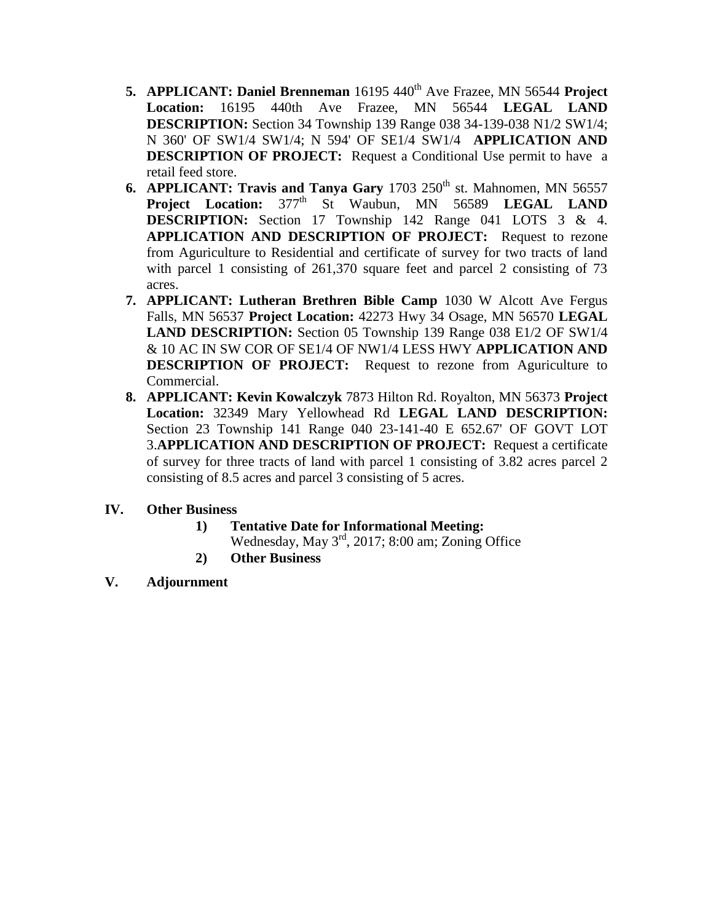5. **APPLICANT: Daniel Brenneman** 16195 440th Ave Frazee, MN 56544 **Project Location:** 16195 440th Ave Frazee, MN 56544 **LEGAL LAND DESCRIPTION:** Section 34 Township 139 Range 038 34-139-038 N1/2 SW1/4; N 360' OF SW1/4 SW1/4; N 594' OF SE1/4 SW1/4 **APPLICATION AND DESCRIPTION OF PROJECT:** Request a Conditional Use permit to have a retail feed store.
6. **APPLICANT: Travis and Tanya Gary** 1703 250th st. Mahnomen, MN 56557 **Project Location:** 377th St Waubun, MN 56589 **LEGAL LAND DESCRIPTION:** Section 17 Township 142 Range 041 LOTS 3 & 4. **APPLICATION AND DESCRIPTION OF PROJECT:** Request to rezone from Aguriculture to Residential and certificate of survey for two tracts of land with parcel 1 consisting of 261,370 square feet and parcel 2 consisting of 73 acres.
7. **APPLICANT: Lutheran Brethren Bible Camp** 1030 W Alcott Ave Fergus Falls, MN 56537 **Project Location:** 42273 Hwy 34 Osage, MN 56570 **LEGAL LAND DESCRIPTION:** Section 05 Township 139 Range 038 E1/2 OF SW1/4 & 10 AC IN SW COR OF SE1/4 OF NW1/4 LESS HWY **APPLICATION AND DESCRIPTION OF PROJECT:** Request to rezone from Aguriculture to Commercial.
8. **APPLICANT: Kevin Kowalczyk** 7873 Hilton Rd. Royalton, MN 56373 **Project Location:** 32349 Mary Yellowhead Rd **LEGAL LAND DESCRIPTION:** Section 23 Township 141 Range 040 23-141-40 E 652.67' OF GOVT LOT 3.**APPLICATION AND DESCRIPTION OF PROJECT:** Request a certificate of survey for three tracts of land with parcel 1 consisting of 3.82 acres parcel 2 consisting of 8.5 acres and parcel 3 consisting of 5 acres.

## IV. Other Business

1) **Tentative Date for Informational Meeting:**
   Wednesday, May 3rd, 2017; 8:00 am; Zoning Office
2) **Other Business**

## V. Adjournment